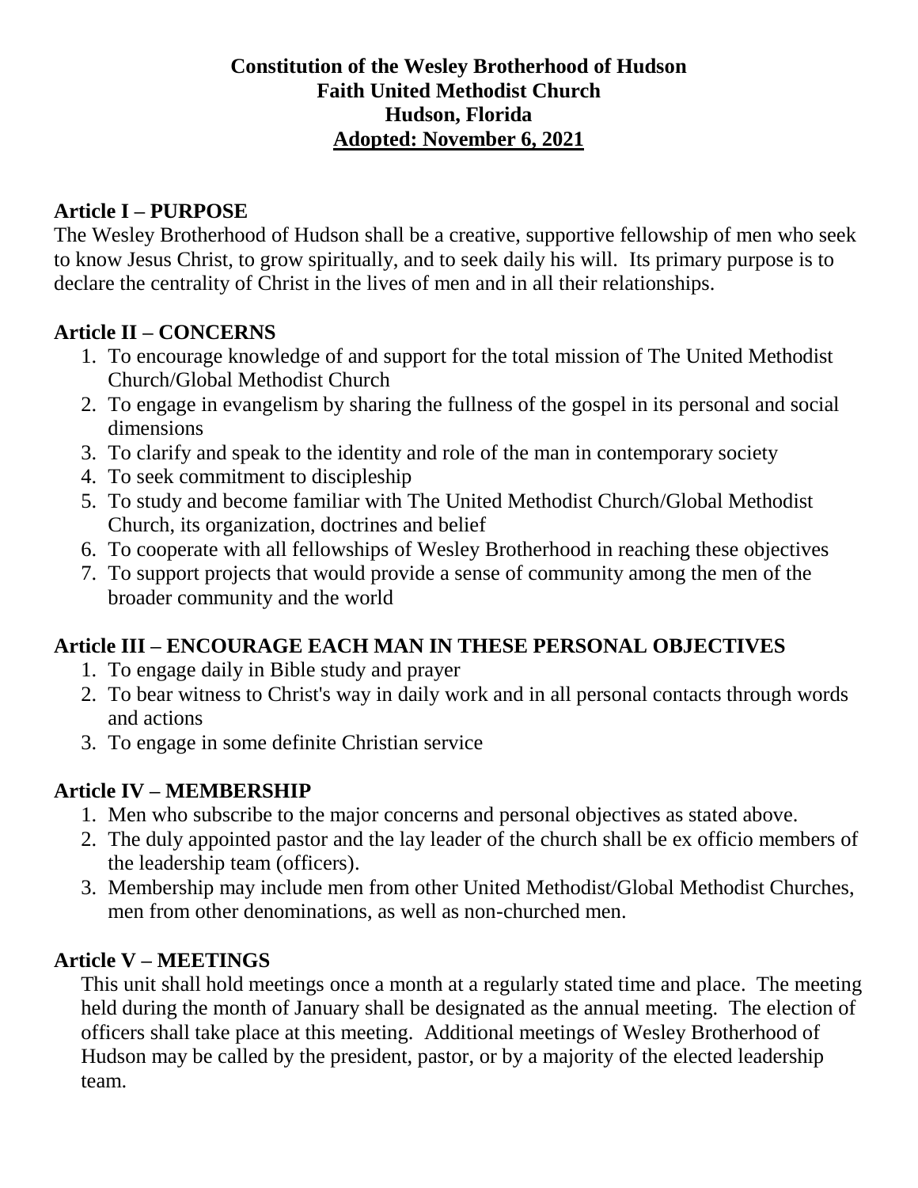# Constitution of the Wesley Brotherhood of Hudson
## Faith United Methodist Church
## Hudson, Florida
## Adopted: November 6, 2021

### Article I – PURPOSE

The Wesley Brotherhood of Hudson shall be a creative, supportive fellowship of men who seek to know Jesus Christ, to grow spiritually, and to seek daily his will. Its primary purpose is to declare the centrality of Christ in the lives of men and in all their relationships.

### Article II – CONCERNS

1. To encourage knowledge of and support for the total mission of The United Methodist Church/Global Methodist Church
2. To engage in evangelism by sharing the fullness of the gospel in its personal and social dimensions
3. To clarify and speak to the identity and role of the man in contemporary society
4. To seek commitment to discipleship
5. To study and become familiar with The United Methodist Church/Global Methodist Church, its organization, doctrines and belief
6. To cooperate with all fellowships of Wesley Brotherhood in reaching these objectives
7. To support projects that would provide a sense of community among the men of the broader community and the world

### Article III – ENCOURAGE EACH MAN IN THESE PERSONAL OBJECTIVES

1. To engage daily in Bible study and prayer
2. To bear witness to Christ's way in daily work and in all personal contacts through words and actions
3. To engage in some definite Christian service

### Article IV – MEMBERSHIP

1. Men who subscribe to the major concerns and personal objectives as stated above.
2. The duly appointed pastor and the lay leader of the church shall be ex officio members of the leadership team (officers).
3. Membership may include men from other United Methodist/Global Methodist Churches, men from other denominations, as well as non-churched men.

### Article V – MEETINGS

This unit shall hold meetings once a month at a regularly stated time and place. The meeting held during the month of January shall be designated as the annual meeting. The election of officers shall take place at this meeting. Additional meetings of Wesley Brotherhood of Hudson may be called by the president, pastor, or by a majority of the elected leadership team.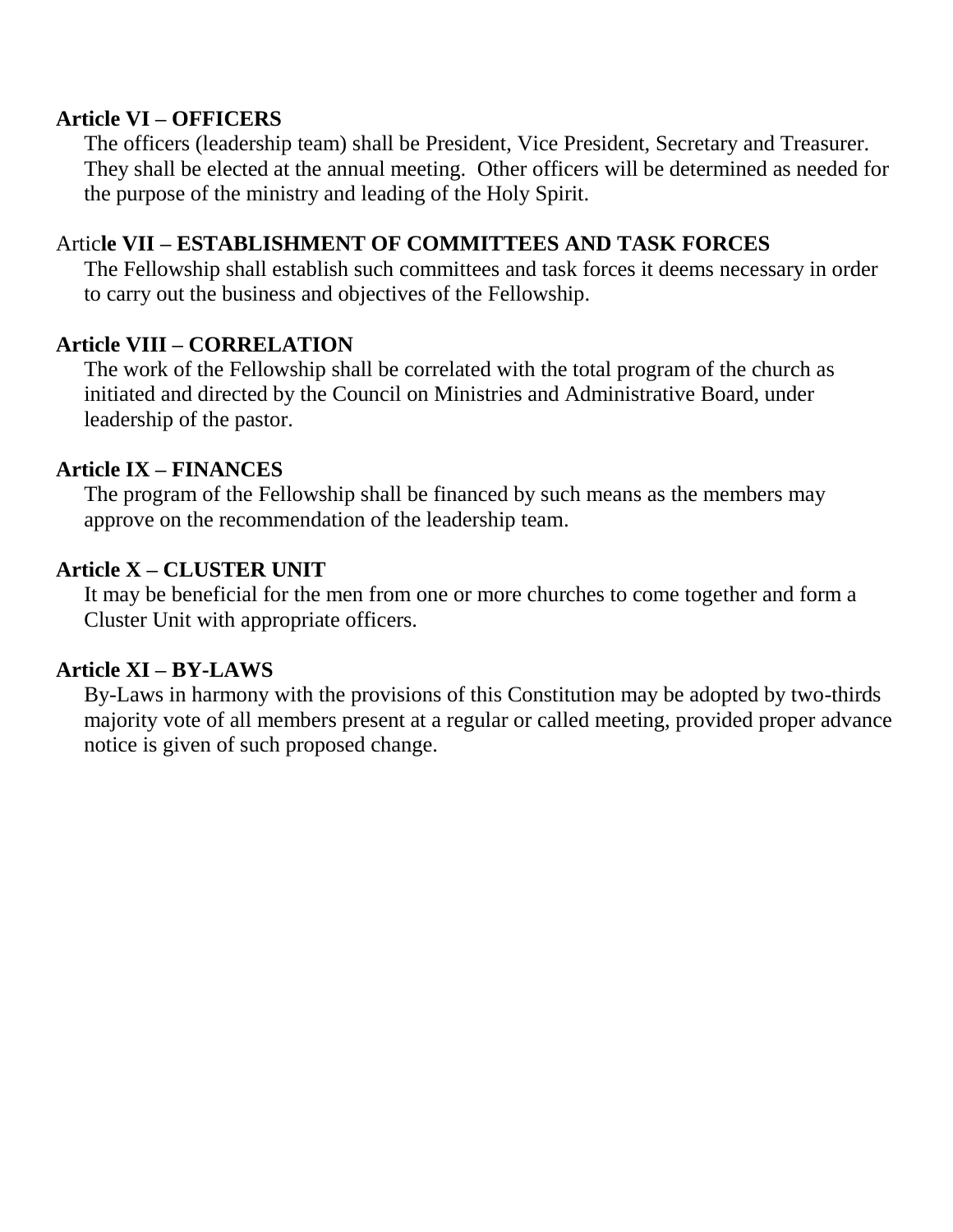**Article VI – OFFICERS**

The officers (leadership team) shall be President, Vice President, Secretary and Treasurer. They shall be elected at the annual meeting. Other officers will be determined as needed for the purpose of the ministry and leading of the Holy Spirit.

Artic**le VII – ESTABLISHMENT OF COMMITTEES AND TASK FORCES**

The Fellowship shall establish such committees and task forces it deems necessary in order to carry out the business and objectives of the Fellowship.

**Article VIII – CORRELATION**

The work of the Fellowship shall be correlated with the total program of the church as initiated and directed by the Council on Ministries and Administrative Board, under leadership of the pastor.

**Article IX – FINANCES**

The program of the Fellowship shall be financed by such means as the members may approve on the recommendation of the leadership team.

**Article X – CLUSTER UNIT**

It may be beneficial for the men from one or more churches to come together and form a Cluster Unit with appropriate officers.

**Article XI – BY-LAWS**

By-Laws in harmony with the provisions of this Constitution may be adopted by two-thirds majority vote of all members present at a regular or called meeting, provided proper advance notice is given of such proposed change.